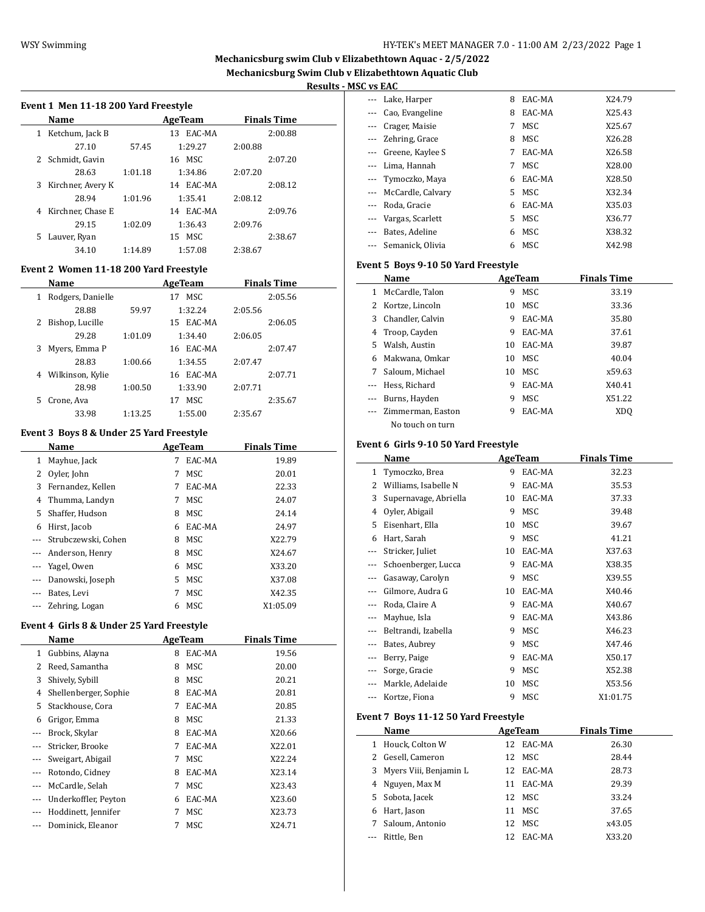# Mechanicsburg swim Club v Elizabethtown Aquac - 2/5/2022

## Mechanicsburg Swim Club v Elizabethtown Aquatic Club

### Results - MSC vs EAC

#### Event 1 Men 11-18 200 Yard Freestyle

| | Name | Age | Team | Finals Time |
|---|---|---|---|---|
| 1 | Ketchum, Jack B | 13 | EAC-MA | 2:00.88 |
| | 27.10 / 57.45 / 1:29.27 / 2:00.88 | | | |
| 2 | Schmidt, Gavin | 16 | MSC | 2:07.20 |
| | 28.63 / 1:01.18 / 1:34.86 / 2:07.20 | | | |
| 3 | Kirchner, Avery K | 14 | EAC-MA | 2:08.12 |
| | 28.94 / 1:01.96 / 1:35.41 / 2:08.12 | | | |
| 4 | Kirchner, Chase E | 14 | EAC-MA | 2:09.76 |
| | 29.15 / 1:02.09 / 1:36.43 / 2:09.76 | | | |
| 5 | Lauver, Ryan | 15 | MSC | 2:38.67 |
| | 34.10 / 1:14.89 / 1:57.08 / 2:38.67 | | | |

#### Event 2 Women 11-18 200 Yard Freestyle

| | Name | Age | Team | Finals Time |
|---|---|---|---|---|
| 1 | Rodgers, Danielle | 17 | MSC | 2:05.56 |
| | 28.88 / 59.97 / 1:32.24 / 2:05.56 | | | |
| 2 | Bishop, Lucille | 15 | EAC-MA | 2:06.05 |
| | 29.28 / 1:01.09 / 1:34.40 / 2:06.05 | | | |
| 3 | Myers, Emma P | 16 | EAC-MA | 2:07.47 |
| | 28.83 / 1:00.66 / 1:34.55 / 2:07.47 | | | |
| 4 | Wilkinson, Kylie | 16 | EAC-MA | 2:07.71 |
| | 28.98 / 1:00.50 / 1:33.90 / 2:07.71 | | | |
| 5 | Crone, Ava | 17 | MSC | 2:35.67 |
| | 33.98 / 1:13.25 / 1:55.00 / 2:35.67 | | | |

#### Event 3 Boys 8 & Under 25 Yard Freestyle

| | Name | Age | Team | Finals Time |
|---|---|---|---|---|
| 1 | Mayhue, Jack | 7 | EAC-MA | 19.89 |
| 2 | Oyler, John | 7 | MSC | 20.01 |
| 3 | Fernandez, Kellen | 7 | EAC-MA | 22.33 |
| 4 | Thumma, Landyn | 7 | MSC | 24.07 |
| 5 | Shaffer, Hudson | 8 | MSC | 24.14 |
| 6 | Hirst, Jacob | 6 | EAC-MA | 24.97 |
| --- | Strubczewski, Cohen | 8 | MSC | X22.79 |
| --- | Anderson, Henry | 8 | MSC | X24.67 |
| --- | Yagel, Owen | 6 | MSC | X33.20 |
| --- | Danowski, Joseph | 5 | MSC | X37.08 |
| --- | Bates, Levi | 7 | MSC | X42.35 |
| --- | Zehring, Logan | 6 | MSC | X1:05.09 |

#### Event 4 Girls 8 & Under 25 Yard Freestyle

| | Name | Age | Team | Finals Time |
|---|---|---|---|---|
| 1 | Gubbins, Alayna | 8 | EAC-MA | 19.56 |
| 2 | Reed, Samantha | 8 | MSC | 20.00 |
| 3 | Shively, Sybill | 8 | MSC | 20.21 |
| 4 | Shellenberger, Sophie | 8 | EAC-MA | 20.81 |
| 5 | Stackhouse, Cora | 7 | EAC-MA | 20.85 |
| 6 | Grigor, Emma | 8 | MSC | 21.33 |
| --- | Brock, Skylar | 8 | EAC-MA | X20.66 |
| --- | Stricker, Brooke | 7 | EAC-MA | X22.01 |
| --- | Sweigart, Abigail | 7 | MSC | X22.24 |
| --- | Rotondo, Cidney | 8 | EAC-MA | X23.14 |
| --- | McCardle, Selah | 7 | MSC | X23.43 |
| --- | Underkoffler, Peyton | 6 | EAC-MA | X23.60 |
| --- | Hoddinett, Jennifer | 7 | MSC | X23.73 |
| --- | Dominick, Eleanor | 7 | MSC | X24.71 |
| --- | Lake, Harper | 8 | EAC-MA | X24.79 |
| --- | Cao, Evangeline | 8 | EAC-MA | X25.43 |
| --- | Crager, Maisie | 7 | MSC | X25.67 |
| --- | Zehring, Grace | 8 | MSC | X26.28 |
| --- | Greene, Kaylee S | 7 | EAC-MA | X26.58 |
| --- | Lima, Hannah | 7 | MSC | X28.00 |
| --- | Tymoczko, Maya | 6 | EAC-MA | X28.50 |
| --- | McCardle, Calvary | 5 | MSC | X32.34 |
| --- | Roda, Gracie | 6 | EAC-MA | X35.03 |
| --- | Vargas, Scarlett | 5 | MSC | X36.77 |
| --- | Bates, Adeline | 6 | MSC | X38.32 |
| --- | Semanick, Olivia | 6 | MSC | X42.98 |

#### Event 5 Boys 9-10 50 Yard Freestyle

| | Name | Age | Team | Finals Time |
|---|---|---|---|---|
| 1 | McCardle, Talon | 9 | MSC | 33.19 |
| 2 | Kortze, Lincoln | 10 | MSC | 33.36 |
| 3 | Chandler, Calvin | 9 | EAC-MA | 35.80 |
| 4 | Troop, Cayden | 9 | EAC-MA | 37.61 |
| 5 | Walsh, Austin | 10 | EAC-MA | 39.87 |
| 6 | Makwana, Omkar | 10 | MSC | 40.04 |
| 7 | Saloum, Michael | 10 | MSC | x59.63 |
| --- | Hess, Richard | 9 | EAC-MA | X40.41 |
| --- | Burns, Hayden | 9 | MSC | X51.22 |
| --- | Zimmerman, Easton | 9 | EAC-MA | XDQ |
| | No touch on turn | | | |

#### Event 6 Girls 9-10 50 Yard Freestyle

| | Name | Age | Team | Finals Time |
|---|---|---|---|---|
| 1 | Tymoczko, Brea | 9 | EAC-MA | 32.23 |
| 2 | Williams, Isabelle N | 9 | EAC-MA | 35.53 |
| 3 | Supernavage, Abriella | 10 | EAC-MA | 37.33 |
| 4 | Oyler, Abigail | 9 | MSC | 39.48 |
| 5 | Eisenhart, Ella | 10 | MSC | 39.67 |
| 6 | Hart, Sarah | 9 | MSC | 41.21 |
| --- | Stricker, Juliet | 10 | EAC-MA | X37.63 |
| --- | Schoenberger, Lucca | 9 | EAC-MA | X38.35 |
| --- | Gasaway, Carolyn | 9 | MSC | X39.55 |
| --- | Gilmore, Audra G | 10 | EAC-MA | X40.46 |
| --- | Roda, Claire A | 9 | EAC-MA | X40.67 |
| --- | Mayhue, Isla | 9 | EAC-MA | X43.86 |
| --- | Beltrandi, Izabella | 9 | MSC | X46.23 |
| --- | Bates, Aubrey | 9 | MSC | X47.46 |
| --- | Berry, Paige | 9 | EAC-MA | X50.17 |
| --- | Sorge, Gracie | 9 | MSC | X52.38 |
| --- | Markle, Adelaide | 10 | MSC | X53.56 |
| --- | Kortze, Fiona | 9 | MSC | X1:01.75 |

#### Event 7 Boys 11-12 50 Yard Freestyle

| | Name | Age | Team | Finals Time |
|---|---|---|---|---|
| 1 | Houck, Colton W | 12 | EAC-MA | 26.30 |
| 2 | Gesell, Cameron | 12 | MSC | 28.44 |
| 3 | Myers Viii, Benjamin L | 12 | EAC-MA | 28.73 |
| 4 | Nguyen, Max M | 11 | EAC-MA | 29.39 |
| 5 | Sobota, Jacek | 12 | MSC | 33.24 |
| 6 | Hart, Jason | 11 | MSC | 37.65 |
| 7 | Saloum, Antonio | 12 | MSC | x43.05 |
| --- | Rittle, Ben | 12 | EAC-MA | X33.20 |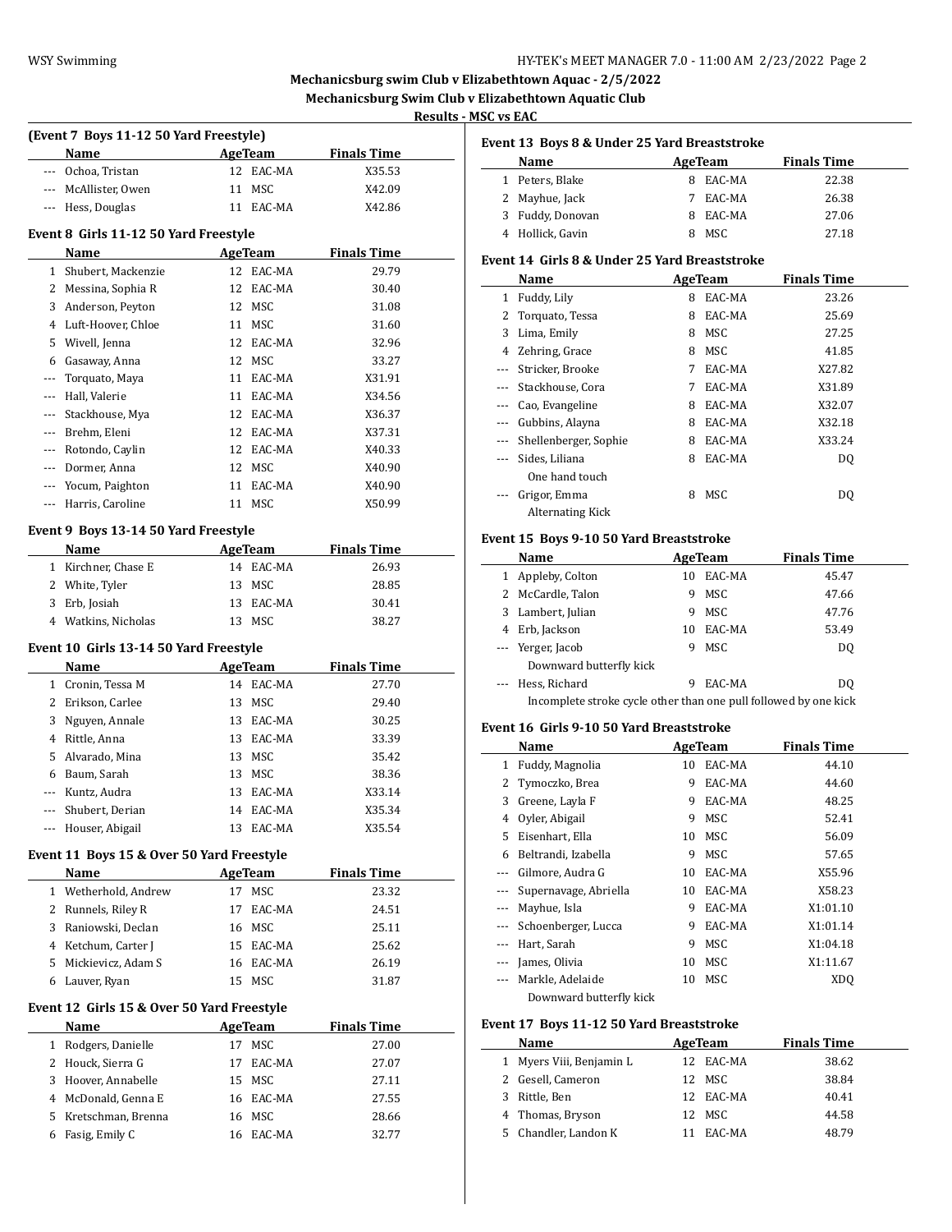## Mechanicsburg swim Club v Elizabethtown Aquac - 2/5/2022

### Mechanicsburg Swim Club v Elizabethtown Aquatic Club

### Results - MSC vs EAC

**(Event 7 Boys 11-12 50 Yard Freestyle)**

| | Name | Age | Team | Finals Time |
|---|---|---|---|---|
| --- | Ochoa, Tristan | 12 | EAC-MA | X35.53 |
| --- | McAllister, Owen | 11 | MSC | X42.09 |
| --- | Hess, Douglas | 11 | EAC-MA | X42.86 |

**Event 8 Girls 11-12 50 Yard Freestyle**

| | Name | Age | Team | Finals Time |
|---|---|---|---|---|
| 1 | Shubert, Mackenzie | 12 | EAC-MA | 29.79 |
| 2 | Messina, Sophia R | 12 | EAC-MA | 30.40 |
| 3 | Anderson, Peyton | 12 | MSC | 31.08 |
| 4 | Luft-Hoover, Chloe | 11 | MSC | 31.60 |
| 5 | Wivell, Jenna | 12 | EAC-MA | 32.96 |
| 6 | Gasaway, Anna | 12 | MSC | 33.27 |
| --- | Torquato, Maya | 11 | EAC-MA | X31.91 |
| --- | Hall, Valerie | 11 | EAC-MA | X34.56 |
| --- | Stackhouse, Mya | 12 | EAC-MA | X36.37 |
| --- | Brehm, Eleni | 12 | EAC-MA | X37.31 |
| --- | Rotondo, Caylin | 12 | EAC-MA | X40.33 |
| --- | Dormer, Anna | 12 | MSC | X40.90 |
| --- | Yocum, Paighton | 11 | EAC-MA | X40.90 |
| --- | Harris, Caroline | 11 | MSC | X50.99 |

**Event 9 Boys 13-14 50 Yard Freestyle**

| | Name | Age | Team | Finals Time |
|---|---|---|---|---|
| 1 | Kirchner, Chase E | 14 | EAC-MA | 26.93 |
| 2 | White, Tyler | 13 | MSC | 28.85 |
| 3 | Erb, Josiah | 13 | EAC-MA | 30.41 |
| 4 | Watkins, Nicholas | 13 | MSC | 38.27 |

**Event 10 Girls 13-14 50 Yard Freestyle**

| | Name | Age | Team | Finals Time |
|---|---|---|---|---|
| 1 | Cronin, Tessa M | 14 | EAC-MA | 27.70 |
| 2 | Erikson, Carlee | 13 | MSC | 29.40 |
| 3 | Nguyen, Annale | 13 | EAC-MA | 30.25 |
| 4 | Rittle, Anna | 13 | EAC-MA | 33.39 |
| 5 | Alvarado, Mina | 13 | MSC | 35.42 |
| 6 | Baum, Sarah | 13 | MSC | 38.36 |
| --- | Kuntz, Audra | 13 | EAC-MA | X33.14 |
| --- | Shubert, Derian | 14 | EAC-MA | X35.34 |
| --- | Houser, Abigail | 13 | EAC-MA | X35.54 |

**Event 11 Boys 15 & Over 50 Yard Freestyle**

| | Name | Age | Team | Finals Time |
|---|---|---|---|---|
| 1 | Wetherhold, Andrew | 17 | MSC | 23.32 |
| 2 | Runnels, Riley R | 17 | EAC-MA | 24.51 |
| 3 | Raniowski, Declan | 16 | MSC | 25.11 |
| 4 | Ketchum, Carter J | 15 | EAC-MA | 25.62 |
| 5 | Mickievicz, Adam S | 16 | EAC-MA | 26.19 |
| 6 | Lauver, Ryan | 15 | MSC | 31.87 |

**Event 12 Girls 15 & Over 50 Yard Freestyle**

| | Name | Age | Team | Finals Time |
|---|---|---|---|---|
| 1 | Rodgers, Danielle | 17 | MSC | 27.00 |
| 2 | Houck, Sierra G | 17 | EAC-MA | 27.07 |
| 3 | Hoover, Annabelle | 15 | MSC | 27.11 |
| 4 | McDonald, Genna E | 16 | EAC-MA | 27.55 |
| 5 | Kretschman, Brenna | 16 | MSC | 28.66 |
| 6 | Fasig, Emily C | 16 | EAC-MA | 32.77 |

**Event 13 Boys 8 & Under 25 Yard Breaststroke**

| | Name | Age | Team | Finals Time |
|---|---|---|---|---|
| 1 | Peters, Blake | 8 | EAC-MA | 22.38 |
| 2 | Mayhue, Jack | 7 | EAC-MA | 26.38 |
| 3 | Fuddy, Donovan | 8 | EAC-MA | 27.06 |
| 4 | Hollick, Gavin | 8 | MSC | 27.18 |

**Event 14 Girls 8 & Under 25 Yard Breaststroke**

| | Name | Age | Team | Finals Time |
|---|---|---|---|---|
| 1 | Fuddy, Lily | 8 | EAC-MA | 23.26 |
| 2 | Torquato, Tessa | 8 | EAC-MA | 25.69 |
| 3 | Lima, Emily | 8 | MSC | 27.25 |
| 4 | Zehring, Grace | 8 | MSC | 41.85 |
| --- | Stricker, Brooke | 7 | EAC-MA | X27.82 |
| --- | Stackhouse, Cora | 7 | EAC-MA | X31.89 |
| --- | Cao, Evangeline | 8 | EAC-MA | X32.07 |
| --- | Gubbins, Alayna | 8 | EAC-MA | X32.18 |
| --- | Shellenberger, Sophie | 8 | EAC-MA | X33.24 |
| --- | Sides, Liliana | 8 | EAC-MA | DQ |
| | One hand touch | | | |
| --- | Grigor, Emma | 8 | MSC | DQ |
| | Alternating Kick | | | |

**Event 15 Boys 9-10 50 Yard Breaststroke**

| | Name | Age | Team | Finals Time |
|---|---|---|---|---|
| 1 | Appleby, Colton | 10 | EAC-MA | 45.47 |
| 2 | McCardle, Talon | 9 | MSC | 47.66 |
| 3 | Lambert, Julian | 9 | MSC | 47.76 |
| 4 | Erb, Jackson | 10 | EAC-MA | 53.49 |
| --- | Yerger, Jacob | 9 | MSC | DQ |
| | Downward butterfly kick | | | |
| --- | Hess, Richard | 9 | EAC-MA | DQ |
| | Incomplete stroke cycle other than one pull followed by one kick | | | |

**Event 16 Girls 9-10 50 Yard Breaststroke**

| | Name | Age | Team | Finals Time |
|---|---|---|---|---|
| 1 | Fuddy, Magnolia | 10 | EAC-MA | 44.10 |
| 2 | Tymoczko, Brea | 9 | EAC-MA | 44.60 |
| 3 | Greene, Layla F | 9 | EAC-MA | 48.25 |
| 4 | Oyler, Abigail | 9 | MSC | 52.41 |
| 5 | Eisenhart, Ella | 10 | MSC | 56.09 |
| 6 | Beltrandi, Izabella | 9 | MSC | 57.65 |
| --- | Gilmore, Audra G | 10 | EAC-MA | X55.96 |
| --- | Supernavage, Abriella | 10 | EAC-MA | X58.23 |
| --- | Mayhue, Isla | 9 | EAC-MA | X1:01.10 |
| --- | Schoenberger, Lucca | 9 | EAC-MA | X1:01.14 |
| --- | Hart, Sarah | 9 | MSC | X1:04.18 |
| --- | James, Olivia | 10 | MSC | X1:11.67 |
| --- | Markle, Adelaide | 10 | MSC | XDQ |
| | Downward butterfly kick | | | |

**Event 17 Boys 11-12 50 Yard Breaststroke**

| | Name | Age | Team | Finals Time |
|---|---|---|---|---|
| 1 | Myers Viii, Benjamin L | 12 | EAC-MA | 38.62 |
| 2 | Gesell, Cameron | 12 | MSC | 38.84 |
| 3 | Rittle, Ben | 12 | EAC-MA | 40.41 |
| 4 | Thomas, Bryson | 12 | MSC | 44.58 |
| 5 | Chandler, Landon K | 11 | EAC-MA | 48.79 |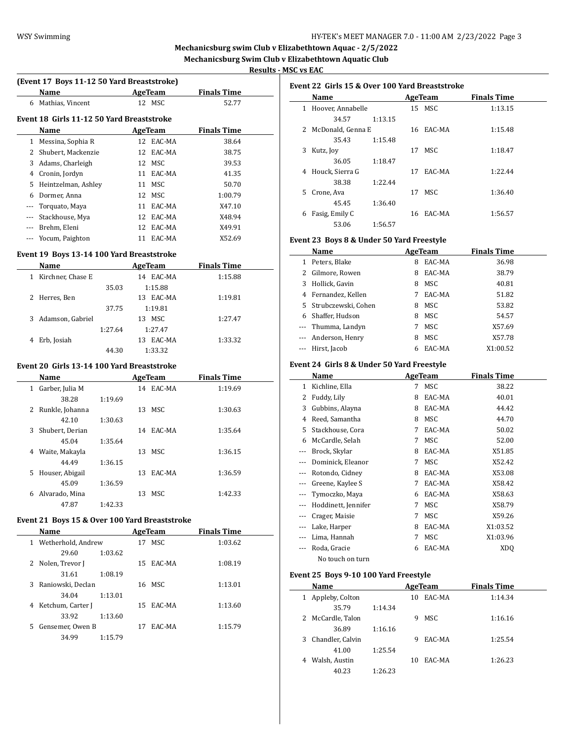## Mechanicsburg swim Club v Elizabethtown Aquac - 2/5/2022
### Mechanicsburg Swim Club v Elizabethtown Aquatic Club
### Results - MSC vs EAC

**(Event 17 Boys 11-12 50 Yard Breaststroke)**

| | Name | Age | Team | Finals Time |
|---|---|---|---|---|
| 6 | Mathias, Vincent | 12 | MSC | 52.77 |

**Event 18 Girls 11-12 50 Yard Breaststroke**

| | Name | Age | Team | Finals Time |
|---|---|---|---|---|
| 1 | Messina, Sophia R | 12 | EAC-MA | 38.64 |
| 2 | Shubert, Mackenzie | 12 | EAC-MA | 38.75 |
| 3 | Adams, Charleigh | 12 | MSC | 39.53 |
| 4 | Cronin, Jordyn | 11 | EAC-MA | 41.35 |
| 5 | Heintzelman, Ashley | 11 | MSC | 50.70 |
| 6 | Dormer, Anna | 12 | MSC | 1:00.79 |
| --- | Torquato, Maya | 11 | EAC-MA | X47.10 |
| --- | Stackhouse, Mya | 12 | EAC-MA | X48.94 |
| --- | Brehm, Eleni | 12 | EAC-MA | X49.91 |
| --- | Yocum, Paighton | 11 | EAC-MA | X52.69 |

**Event 19 Boys 13-14 100 Yard Breaststroke**

| | Name | Age | Team | Finals Time |
|---|---|---|---|---|
| 1 | Kirchner, Chase E | 14 | EAC-MA | 1:15.88 |
| | 35.03 1:15.88 | | | |
| 2 | Herres, Ben | 13 | EAC-MA | 1:19.81 |
| | 37.75 1:19.81 | | | |
| 3 | Adamson, Gabriel | 13 | MSC | 1:27.47 |
| | 1:27.64 1:27.47 | | | |
| 4 | Erb, Josiah | 13 | EAC-MA | 1:33.32 |
| | 44.30 1:33.32 | | | |

**Event 20 Girls 13-14 100 Yard Breaststroke**

| | Name | Age | Team | Finals Time |
|---|---|---|---|---|
| 1 | Garber, Julia M | 14 | EAC-MA | 1:19.69 |
| | 38.28 1:19.69 | | | |
| 2 | Runkle, Johanna | 13 | MSC | 1:30.63 |
| | 42.10 1:30.63 | | | |
| 3 | Shubert, Derian | 14 | EAC-MA | 1:35.64 |
| | 45.04 1:35.64 | | | |
| 4 | Waite, Makayla | 13 | MSC | 1:36.15 |
| | 44.49 1:36.15 | | | |
| 5 | Houser, Abigail | 13 | EAC-MA | 1:36.59 |
| | 45.09 1:36.59 | | | |
| 6 | Alvarado, Mina | 13 | MSC | 1:42.33 |
| | 47.87 1:42.33 | | | |

**Event 21 Boys 15 & Over 100 Yard Breaststroke**

| | Name | Age | Team | Finals Time |
|---|---|---|---|---|
| 1 | Wetherhold, Andrew | 17 | MSC | 1:03.62 |
| | 29.60 1:03.62 | | | |
| 2 | Nolen, Trevor J | 15 | EAC-MA | 1:08.19 |
| | 31.61 1:08.19 | | | |
| 3 | Raniowski, Declan | 16 | MSC | 1:13.01 |
| | 34.04 1:13.01 | | | |
| 4 | Ketchum, Carter J | 15 | EAC-MA | 1:13.60 |
| | 33.92 1:13.60 | | | |
| 5 | Gensemer, Owen B | 17 | EAC-MA | 1:15.79 |
| | 34.99 1:15.79 | | | |

**Event 22 Girls 15 & Over 100 Yard Breaststroke**

| | Name | Age | Team | Finals Time |
|---|---|---|---|---|
| 1 | Hoover, Annabelle | 15 | MSC | 1:13.15 |
| | 34.57 1:13.15 | | | |
| 2 | McDonald, Genna E | 16 | EAC-MA | 1:15.48 |
| | 35.43 1:15.48 | | | |
| 3 | Kutz, Joy | 17 | MSC | 1:18.47 |
| | 36.05 1:18.47 | | | |
| 4 | Houck, Sierra G | 17 | EAC-MA | 1:22.44 |
| | 38.38 1:22.44 | | | |
| 5 | Crone, Ava | 17 | MSC | 1:36.40 |
| | 45.45 1:36.40 | | | |
| 6 | Fasig, Emily C | 16 | EAC-MA | 1:56.57 |
| | 53.06 1:56.57 | | | |

**Event 23 Boys 8 & Under 50 Yard Freestyle**

| | Name | Age | Team | Finals Time |
|---|---|---|---|---|
| 1 | Peters, Blake | 8 | EAC-MA | 36.98 |
| 2 | Gilmore, Rowen | 8 | EAC-MA | 38.79 |
| 3 | Hollick, Gavin | 8 | MSC | 40.81 |
| 4 | Fernandez, Kellen | 7 | EAC-MA | 51.82 |
| 5 | Strubczewski, Cohen | 8 | MSC | 53.82 |
| 6 | Shaffer, Hudson | 8 | MSC | 54.57 |
| --- | Thumma, Landyn | 7 | MSC | X57.69 |
| --- | Anderson, Henry | 8 | MSC | X57.78 |
| --- | Hirst, Jacob | 6 | EAC-MA | X1:00.52 |

**Event 24 Girls 8 & Under 50 Yard Freestyle**

| | Name | Age | Team | Finals Time |
|---|---|---|---|---|
| 1 | Kichline, Ella | 7 | MSC | 38.22 |
| 2 | Fuddy, Lily | 8 | EAC-MA | 40.01 |
| 3 | Gubbins, Alayna | 8 | EAC-MA | 44.42 |
| 4 | Reed, Samantha | 8 | MSC | 44.70 |
| 5 | Stackhouse, Cora | 7 | EAC-MA | 50.02 |
| 6 | McCardle, Selah | 7 | MSC | 52.00 |
| --- | Brock, Skylar | 8 | EAC-MA | X51.85 |
| --- | Dominick, Eleanor | 7 | MSC | X52.42 |
| --- | Rotondo, Cidney | 8 | EAC-MA | X53.08 |
| --- | Greene, Kaylee S | 7 | EAC-MA | X58.42 |
| --- | Tymoczko, Maya | 6 | EAC-MA | X58.63 |
| --- | Hoddinett, Jennifer | 7 | MSC | X58.79 |
| --- | Crager, Maisie | 7 | MSC | X59.26 |
| --- | Lake, Harper | 8 | EAC-MA | X1:03.52 |
| --- | Lima, Hannah | 7 | MSC | X1:03.96 |
| --- | Roda, Gracie | 6 | EAC-MA | XDQ |
| | No touch on turn | | | |

**Event 25 Boys 9-10 100 Yard Freestyle**

| | Name | Age | Team | Finals Time |
|---|---|---|---|---|
| 1 | Appleby, Colton | 10 | EAC-MA | 1:14.34 |
| | 35.79 1:14.34 | | | |
| 2 | McCardle, Talon | 9 | MSC | 1:16.16 |
| | 36.89 1:16.16 | | | |
| 3 | Chandler, Calvin | 9 | EAC-MA | 1:25.54 |
| | 41.00 1:25.54 | | | |
| 4 | Walsh, Austin | 10 | EAC-MA | 1:26.23 |
| | 40.23 1:26.23 | | | |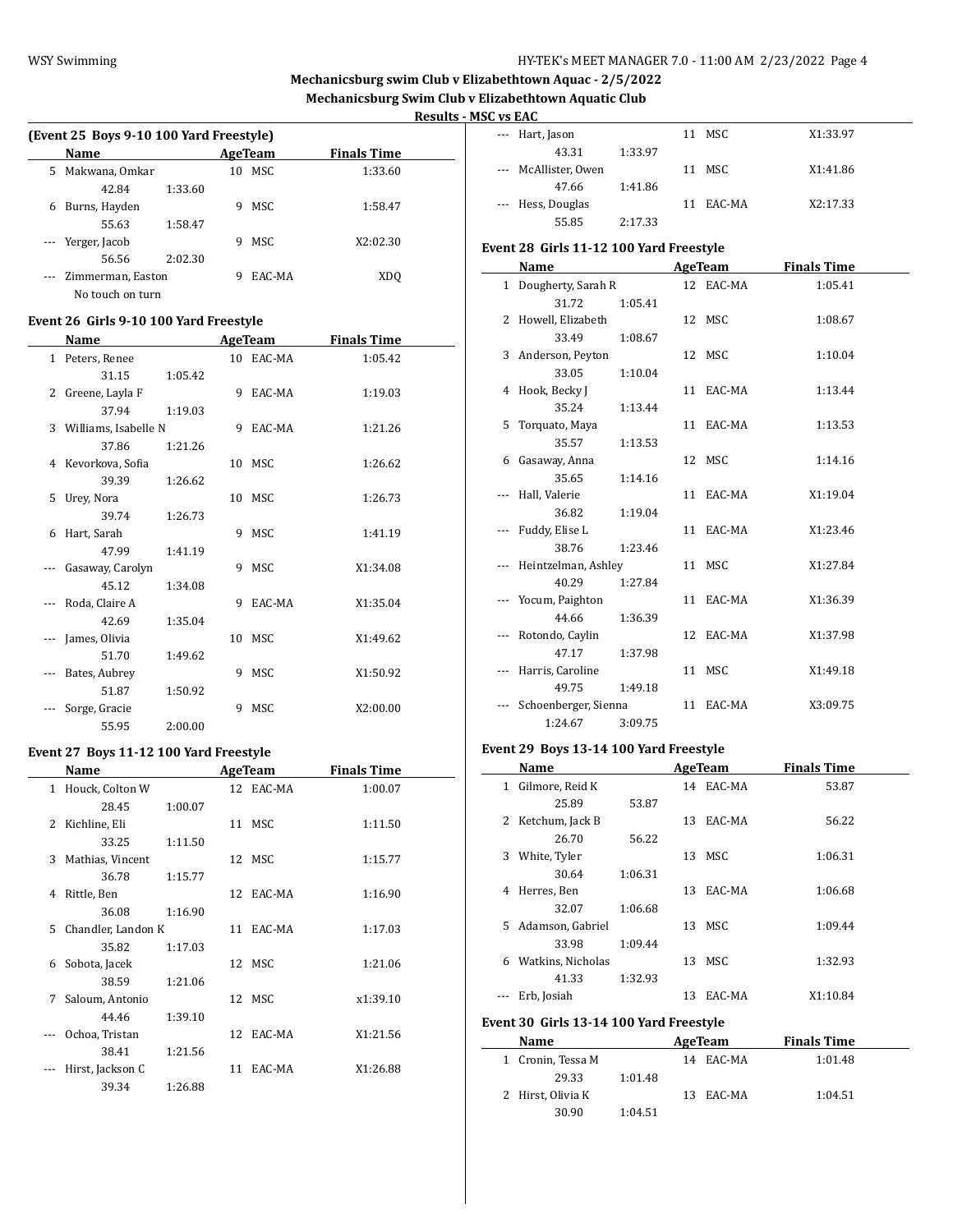## Mechanicsburg swim Club v Elizabethtown Aquac - 2/5/2022

### Mechanicsburg Swim Club v Elizabethtown Aquatic Club

#### Results - MSC vs EAC

**(Event 25 Boys 9-10 100 Yard Freestyle)**

| | Name | Age | Team | Finals Time |
|---|---|---|---|---|
| 5 | Makwana, Omkar | 10 | MSC | 1:33.60 |
| | 42.84 1:33.60 | | | |
| 6 | Burns, Hayden | 9 | MSC | 1:58.47 |
| | 55.63 1:58.47 | | | |
| --- | Yerger, Jacob | 9 | MSC | X2:02.30 |
| | 56.56 2:02.30 | | | |
| --- | Zimmerman, Easton | 9 | EAC-MA | XDQ |
| | No touch on turn | | | |

**Event 26 Girls 9-10 100 Yard Freestyle**

| | Name | Age | Team | Finals Time |
|---|---|---|---|---|
| 1 | Peters, Renee | 10 | EAC-MA | 1:05.42 |
| | 31.15 1:05.42 | | | |
| 2 | Greene, Layla F | 9 | EAC-MA | 1:19.03 |
| | 37.94 1:19.03 | | | |
| 3 | Williams, Isabelle N | 9 | EAC-MA | 1:21.26 |
| | 37.86 1:21.26 | | | |
| 4 | Kevorkova, Sofia | 10 | MSC | 1:26.62 |
| | 39.39 1:26.62 | | | |
| 5 | Urey, Nora | 10 | MSC | 1:26.73 |
| | 39.74 1:26.73 | | | |
| 6 | Hart, Sarah | 9 | MSC | 1:41.19 |
| | 47.99 1:41.19 | | | |
| --- | Gasaway, Carolyn | 9 | MSC | X1:34.08 |
| | 45.12 1:34.08 | | | |
| --- | Roda, Claire A | 9 | EAC-MA | X1:35.04 |
| | 42.69 1:35.04 | | | |
| --- | James, Olivia | 10 | MSC | X1:49.62 |
| | 51.70 1:49.62 | | | |
| --- | Bates, Aubrey | 9 | MSC | X1:50.92 |
| | 51.87 1:50.92 | | | |
| --- | Sorge, Gracie | 9 | MSC | X2:00.00 |
| | 55.95 2:00.00 | | | |

**Event 27 Boys 11-12 100 Yard Freestyle**

| | Name | Age | Team | Finals Time |
|---|---|---|---|---|
| 1 | Houck, Colton W | 12 | EAC-MA | 1:00.07 |
| | 28.45 1:00.07 | | | |
| 2 | Kichline, Eli | 11 | MSC | 1:11.50 |
| | 33.25 1:11.50 | | | |
| 3 | Mathias, Vincent | 12 | MSC | 1:15.77 |
| | 36.78 1:15.77 | | | |
| 4 | Rittle, Ben | 12 | EAC-MA | 1:16.90 |
| | 36.08 1:16.90 | | | |
| 5 | Chandler, Landon K | 11 | EAC-MA | 1:17.03 |
| | 35.82 1:17.03 | | | |
| 6 | Sobota, Jacek | 12 | MSC | 1:21.06 |
| | 38.59 1:21.06 | | | |
| 7 | Saloum, Antonio | 12 | MSC | x1:39.10 |
| | 44.46 1:39.10 | | | |
| --- | Ochoa, Tristan | 12 | EAC-MA | X1:21.56 |
| | 38.41 1:21.56 | | | |
| --- | Hirst, Jackson C | 11 | EAC-MA | X1:26.88 |
| | 39.34 1:26.88 | | | |
| --- | Hart, Jason | 11 | MSC | X1:33.97 |
| | 43.31 1:33.97 | | | |
| --- | McAllister, Owen | 11 | MSC | X1:41.86 |
| | 47.66 1:41.86 | | | |
| --- | Hess, Douglas | 11 | EAC-MA | X2:17.33 |
| | 55.85 2:17.33 | | | |

**Event 28 Girls 11-12 100 Yard Freestyle**

| | Name | Age | Team | Finals Time |
|---|---|---|---|---|
| 1 | Dougherty, Sarah R | 12 | EAC-MA | 1:05.41 |
| | 31.72 1:05.41 | | | |
| 2 | Howell, Elizabeth | 12 | MSC | 1:08.67 |
| | 33.49 1:08.67 | | | |
| 3 | Anderson, Peyton | 12 | MSC | 1:10.04 |
| | 33.05 1:10.04 | | | |
| 4 | Hook, Becky J | 11 | EAC-MA | 1:13.44 |
| | 35.24 1:13.44 | | | |
| 5 | Torquato, Maya | 11 | EAC-MA | 1:13.53 |
| | 35.57 1:13.53 | | | |
| 6 | Gasaway, Anna | 12 | MSC | 1:14.16 |
| | 35.65 1:14.16 | | | |
| --- | Hall, Valerie | 11 | EAC-MA | X1:19.04 |
| | 36.82 1:19.04 | | | |
| --- | Fuddy, Elise L | 11 | EAC-MA | X1:23.46 |
| | 38.76 1:23.46 | | | |
| --- | Heintzelman, Ashley | 11 | MSC | X1:27.84 |
| | 40.29 1:27.84 | | | |
| --- | Yocum, Paighton | 11 | EAC-MA | X1:36.39 |
| | 44.66 1:36.39 | | | |
| --- | Rotondo, Caylin | 12 | EAC-MA | X1:37.98 |
| | 47.17 1:37.98 | | | |
| --- | Harris, Caroline | 11 | MSC | X1:49.18 |
| | 49.75 1:49.18 | | | |
| --- | Schoenberger, Sienna | 11 | EAC-MA | X3:09.75 |
| | 1:24.67 3:09.75 | | | |

**Event 29 Boys 13-14 100 Yard Freestyle**

| | Name | Age | Team | Finals Time |
|---|---|---|---|---|
| 1 | Gilmore, Reid K | 14 | EAC-MA | 53.87 |
| | 25.89 53.87 | | | |
| 2 | Ketchum, Jack B | 13 | EAC-MA | 56.22 |
| | 26.70 56.22 | | | |
| 3 | White, Tyler | 13 | MSC | 1:06.31 |
| | 30.64 1:06.31 | | | |
| 4 | Herres, Ben | 13 | EAC-MA | 1:06.68 |
| | 32.07 1:06.68 | | | |
| 5 | Adamson, Gabriel | 13 | MSC | 1:09.44 |
| | 33.98 1:09.44 | | | |
| 6 | Watkins, Nicholas | 13 | MSC | 1:32.93 |
| | 41.33 1:32.93 | | | |
| --- | Erb, Josiah | 13 | EAC-MA | X1:10.84 |

**Event 30 Girls 13-14 100 Yard Freestyle**

| | Name | Age | Team | Finals Time |
|---|---|---|---|---|
| 1 | Cronin, Tessa M | 14 | EAC-MA | 1:01.48 |
| | 29.33 1:01.48 | | | |
| 2 | Hirst, Olivia K | 13 | EAC-MA | 1:04.51 |
| | 30.90 1:04.51 | | | |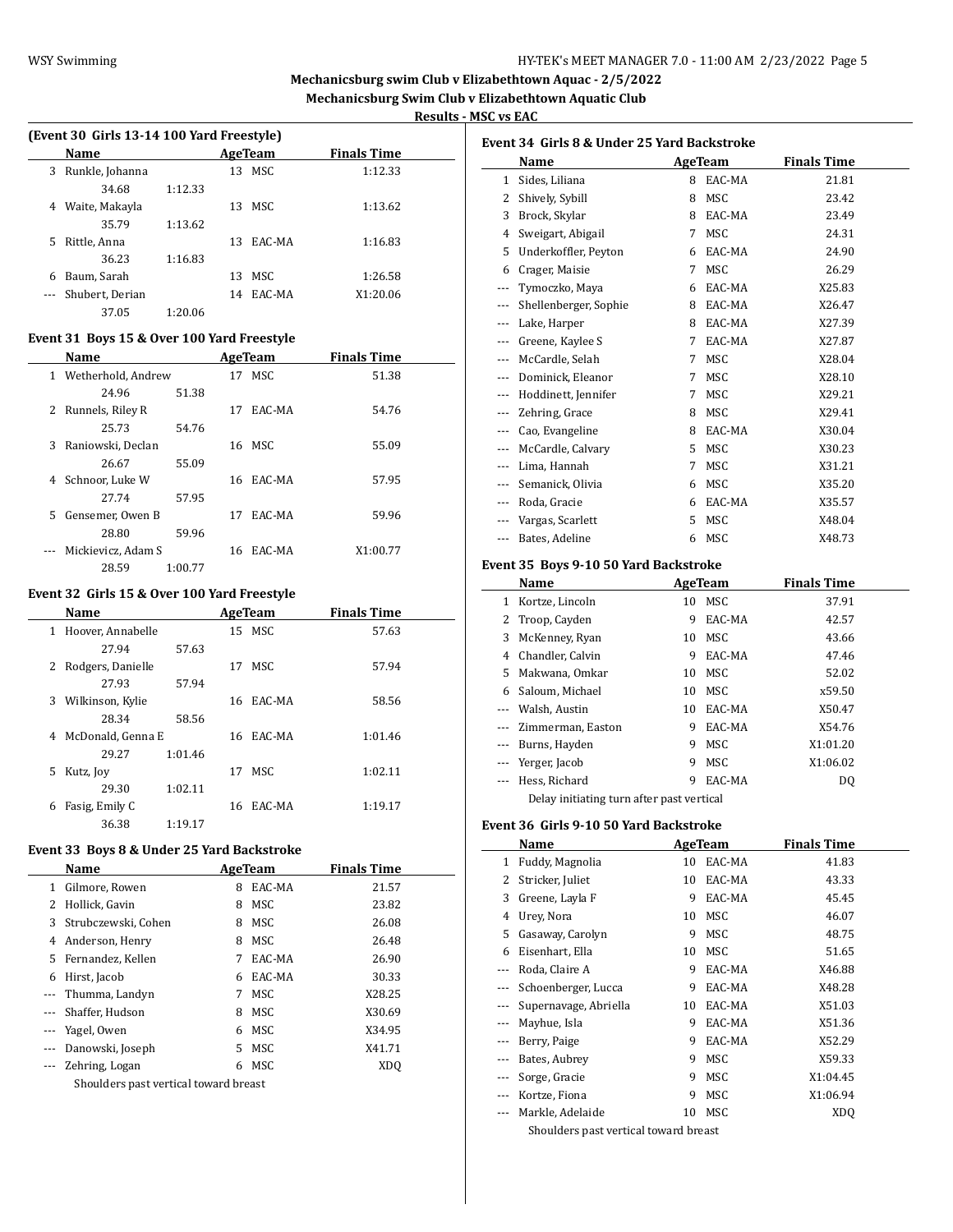## Mechanicsburg swim Club v Elizabethtown Aquac - 2/5/2022

### Mechanicsburg Swim Club v Elizabethtown Aquatic Club

### Results - MSC vs EAC

#### (Event 30 Girls 13-14 100 Yard Freestyle)

| | Name | Age | Team | Finals Time |
|---|---|---|---|---|
| 3 | Runkle, Johanna | 13 | MSC | 1:12.33 |
| | 34.68 1:12.33 | | | |
| 4 | Waite, Makayla | 13 | MSC | 1:13.62 |
| | 35.79 1:13.62 | | | |
| 5 | Rittle, Anna | 13 | EAC-MA | 1:16.83 |
| | 36.23 1:16.83 | | | |
| 6 | Baum, Sarah | 13 | MSC | 1:26.58 |
| --- | Shubert, Derian | 14 | EAC-MA | X1:20.06 |
| | 37.05 1:20.06 | | | |

#### Event 31 Boys 15 & Over 100 Yard Freestyle

| | Name | Age | Team | Finals Time |
|---|---|---|---|---|
| 1 | Wetherhold, Andrew | 17 | MSC | 51.38 |
| | 24.96 51.38 | | | |
| 2 | Runnels, Riley R | 17 | EAC-MA | 54.76 |
| | 25.73 54.76 | | | |
| 3 | Raniowski, Declan | 16 | MSC | 55.09 |
| | 26.67 55.09 | | | |
| 4 | Schnoor, Luke W | 16 | EAC-MA | 57.95 |
| | 27.74 57.95 | | | |
| 5 | Gensemer, Owen B | 17 | EAC-MA | 59.96 |
| | 28.80 59.96 | | | |
| --- | Mickievicz, Adam S | 16 | EAC-MA | X1:00.77 |
| | 28.59 1:00.77 | | | |

#### Event 32 Girls 15 & Over 100 Yard Freestyle

| | Name | Age | Team | Finals Time |
|---|---|---|---|---|
| 1 | Hoover, Annabelle | 15 | MSC | 57.63 |
| | 27.94 57.63 | | | |
| 2 | Rodgers, Danielle | 17 | MSC | 57.94 |
| | 27.93 57.94 | | | |
| 3 | Wilkinson, Kylie | 16 | EAC-MA | 58.56 |
| | 28.34 58.56 | | | |
| 4 | McDonald, Genna E | 16 | EAC-MA | 1:01.46 |
| | 29.27 1:01.46 | | | |
| 5 | Kutz, Joy | 17 | MSC | 1:02.11 |
| | 29.30 1:02.11 | | | |
| 6 | Fasig, Emily C | 16 | EAC-MA | 1:19.17 |
| | 36.38 1:19.17 | | | |

#### Event 33 Boys 8 & Under 25 Yard Backstroke

| | Name | Age | Team | Finals Time |
|---|---|---|---|---|
| 1 | Gilmore, Rowen | 8 | EAC-MA | 21.57 |
| 2 | Hollick, Gavin | 8 | MSC | 23.82 |
| 3 | Strubczewski, Cohen | 8 | MSC | 26.08 |
| 4 | Anderson, Henry | 8 | MSC | 26.48 |
| 5 | Fernandez, Kellen | 7 | EAC-MA | 26.90 |
| 6 | Hirst, Jacob | 6 | EAC-MA | 30.33 |
| --- | Thumma, Landyn | 7 | MSC | X28.25 |
| --- | Shaffer, Hudson | 8 | MSC | X30.69 |
| --- | Yagel, Owen | 6 | MSC | X34.95 |
| --- | Danowski, Joseph | 5 | MSC | X41.71 |
| --- | Zehring, Logan | 6 | MSC | XDQ |
| | Shoulders past vertical toward breast | | | |

#### Event 34 Girls 8 & Under 25 Yard Backstroke

| | Name | Age | Team | Finals Time |
|---|---|---|---|---|
| 1 | Sides, Liliana | 8 | EAC-MA | 21.81 |
| 2 | Shively, Sybill | 8 | MSC | 23.42 |
| 3 | Brock, Skylar | 8 | EAC-MA | 23.49 |
| 4 | Sweigart, Abigail | 7 | MSC | 24.31 |
| 5 | Underkoffler, Peyton | 6 | EAC-MA | 24.90 |
| 6 | Crager, Maisie | 7 | MSC | 26.29 |
| --- | Tymoczko, Maya | 6 | EAC-MA | X25.83 |
| --- | Shellenberger, Sophie | 8 | EAC-MA | X26.47 |
| --- | Lake, Harper | 8 | EAC-MA | X27.39 |
| --- | Greene, Kaylee S | 7 | EAC-MA | X27.87 |
| --- | McCardle, Selah | 7 | MSC | X28.04 |
| --- | Dominick, Eleanor | 7 | MSC | X28.10 |
| --- | Hoddinett, Jennifer | 7 | MSC | X29.21 |
| --- | Zehring, Grace | 8 | MSC | X29.41 |
| --- | Cao, Evangeline | 8 | EAC-MA | X30.04 |
| --- | McCardle, Calvary | 5 | MSC | X30.23 |
| --- | Lima, Hannah | 7 | MSC | X31.21 |
| --- | Semanick, Olivia | 6 | MSC | X35.20 |
| --- | Roda, Gracie | 6 | EAC-MA | X35.57 |
| --- | Vargas, Scarlett | 5 | MSC | X48.04 |
| --- | Bates, Adeline | 6 | MSC | X48.73 |

#### Event 35 Boys 9-10 50 Yard Backstroke

| | Name | Age | Team | Finals Time |
|---|---|---|---|---|
| 1 | Kortze, Lincoln | 10 | MSC | 37.91 |
| 2 | Troop, Cayden | 9 | EAC-MA | 42.57 |
| 3 | McKenney, Ryan | 10 | MSC | 43.66 |
| 4 | Chandler, Calvin | 9 | EAC-MA | 47.46 |
| 5 | Makwana, Omkar | 10 | MSC | 52.02 |
| 6 | Saloum, Michael | 10 | MSC | x59.50 |
| --- | Walsh, Austin | 10 | EAC-MA | X50.47 |
| --- | Zimmerman, Easton | 9 | EAC-MA | X54.76 |
| --- | Burns, Hayden | 9 | MSC | X1:01.20 |
| --- | Yerger, Jacob | 9 | MSC | X1:06.02 |
| --- | Hess, Richard | 9 | EAC-MA | DQ |
| | Delay initiating turn after past vertical | | | |

#### Event 36 Girls 9-10 50 Yard Backstroke

| | Name | Age | Team | Finals Time |
|---|---|---|---|---|
| 1 | Fuddy, Magnolia | 10 | EAC-MA | 41.83 |
| 2 | Stricker, Juliet | 10 | EAC-MA | 43.33 |
| 3 | Greene, Layla F | 9 | EAC-MA | 45.45 |
| 4 | Urey, Nora | 10 | MSC | 46.07 |
| 5 | Gasaway, Carolyn | 9 | MSC | 48.75 |
| 6 | Eisenhart, Ella | 10 | MSC | 51.65 |
| --- | Roda, Claire A | 9 | EAC-MA | X46.88 |
| --- | Schoenberger, Lucca | 9 | EAC-MA | X48.28 |
| --- | Supernavage, Abriella | 10 | EAC-MA | X51.03 |
| --- | Mayhue, Isla | 9 | EAC-MA | X51.36 |
| --- | Berry, Paige | 9 | EAC-MA | X52.29 |
| --- | Bates, Aubrey | 9 | MSC | X59.33 |
| --- | Sorge, Gracie | 9 | MSC | X1:04.45 |
| --- | Kortze, Fiona | 9 | MSC | X1:06.94 |
| --- | Markle, Adelaide | 10 | MSC | XDQ |
| | Shoulders past vertical toward breast | | | |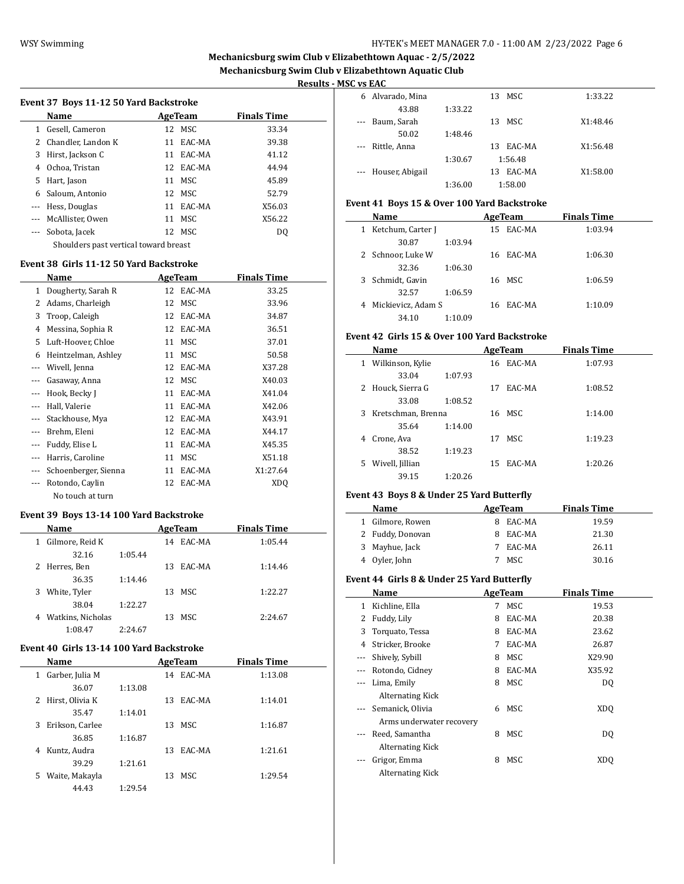## Mechanicsburg swim Club v Elizabethtown Aquac - 2/5/2022

## Mechanicsburg Swim Club v Elizabethtown Aquatic Club

### Results - MSC vs EAC

### Event 37 Boys 11-12 50 Yard Backstroke

| | Name | Age | Team | Finals Time |
|---|---|---|---|---|
| 1 | Gesell, Cameron | 12 | MSC | 33.34 |
| 2 | Chandler, Landon K | 11 | EAC-MA | 39.38 |
| 3 | Hirst, Jackson C | 11 | EAC-MA | 41.12 |
| 4 | Ochoa, Tristan | 12 | EAC-MA | 44.94 |
| 5 | Hart, Jason | 11 | MSC | 45.89 |
| 6 | Saloum, Antonio | 12 | MSC | 52.79 |
| --- | Hess, Douglas | 11 | EAC-MA | X56.03 |
| --- | McAllister, Owen | 11 | MSC | X56.22 |
| --- | Sobota, Jacek | 12 | MSC | DQ |
| | Shoulders past vertical toward breast | | | |

### Event 38 Girls 11-12 50 Yard Backstroke

| | Name | Age | Team | Finals Time |
|---|---|---|---|---|
| 1 | Dougherty, Sarah R | 12 | EAC-MA | 33.25 |
| 2 | Adams, Charleigh | 12 | MSC | 33.96 |
| 3 | Troop, Caleigh | 12 | EAC-MA | 34.87 |
| 4 | Messina, Sophia R | 12 | EAC-MA | 36.51 |
| 5 | Luft-Hoover, Chloe | 11 | MSC | 37.01 |
| 6 | Heintzelman, Ashley | 11 | MSC | 50.58 |
| --- | Wivell, Jenna | 12 | EAC-MA | X37.28 |
| --- | Gasaway, Anna | 12 | MSC | X40.03 |
| --- | Hook, Becky J | 11 | EAC-MA | X41.04 |
| --- | Hall, Valerie | 11 | EAC-MA | X42.06 |
| --- | Stackhouse, Mya | 12 | EAC-MA | X43.91 |
| --- | Brehm, Eleni | 12 | EAC-MA | X44.17 |
| --- | Fuddy, Elise L | 11 | EAC-MA | X45.35 |
| --- | Harris, Caroline | 11 | MSC | X51.18 |
| --- | Schoenberger, Sienna | 11 | EAC-MA | X1:27.64 |
| --- | Rotondo, Caylin | 12 | EAC-MA | XDQ |
| | No touch at turn | | | |

### Event 39 Boys 13-14 100 Yard Backstroke

| | Name | Age | Team | Finals Time |
|---|---|---|---|---|
| 1 | Gilmore, Reid K | 14 | EAC-MA | 1:05.44 |
| | 32.16 1:05.44 | | | |
| 2 | Herres, Ben | 13 | EAC-MA | 1:14.46 |
| | 36.35 1:14.46 | | | |
| 3 | White, Tyler | 13 | MSC | 1:22.27 |
| | 38.04 1:22.27 | | | |
| 4 | Watkins, Nicholas | 13 | MSC | 2:24.67 |
| | 1:08.47 2:24.67 | | | |

### Event 40 Girls 13-14 100 Yard Backstroke

| | Name | Age | Team | Finals Time |
|---|---|---|---|---|
| 1 | Garber, Julia M | 14 | EAC-MA | 1:13.08 |
| | 36.07 1:13.08 | | | |
| 2 | Hirst, Olivia K | 13 | EAC-MA | 1:14.01 |
| | 35.47 1:14.01 | | | |
| 3 | Erikson, Carlee | 13 | MSC | 1:16.87 |
| | 36.85 1:16.87 | | | |
| 4 | Kuntz, Audra | 13 | EAC-MA | 1:21.61 |
| | 39.29 1:21.61 | | | |
| 5 | Waite, Makayla | 13 | MSC | 1:29.54 |
| | 44.43 1:29.54 | | | |
| 6 | Alvarado, Mina | 13 | MSC | 1:33.22 |
| | 43.88 1:33.22 | | | |
| --- | Baum, Sarah | 13 | MSC | X1:48.46 |
| | 50.02 1:48.46 | | | |
| --- | Rittle, Anna | 13 | EAC-MA | X1:56.48 |
| | 1:30.67 1:56.48 | | | |
| --- | Houser, Abigail | 13 | EAC-MA | X1:58.00 |
| | 1:36.00 1:58.00 | | | |

### Event 41 Boys 15 & Over 100 Yard Backstroke

| | Name | Age | Team | Finals Time |
|---|---|---|---|---|
| 1 | Ketchum, Carter J | 15 | EAC-MA | 1:03.94 |
| | 30.87 1:03.94 | | | |
| 2 | Schnoor, Luke W | 16 | EAC-MA | 1:06.30 |
| | 32.36 1:06.30 | | | |
| 3 | Schmidt, Gavin | 16 | MSC | 1:06.59 |
| | 32.57 1:06.59 | | | |
| 4 | Mickievicz, Adam S | 16 | EAC-MA | 1:10.09 |
| | 34.10 1:10.09 | | | |

### Event 42 Girls 15 & Over 100 Yard Backstroke

| | Name | Age | Team | Finals Time |
|---|---|---|---|---|
| 1 | Wilkinson, Kylie | 16 | EAC-MA | 1:07.93 |
| | 33.04 1:07.93 | | | |
| 2 | Houck, Sierra G | 17 | EAC-MA | 1:08.52 |
| | 33.08 1:08.52 | | | |
| 3 | Kretschman, Brenna | 16 | MSC | 1:14.00 |
| | 35.64 1:14.00 | | | |
| 4 | Crone, Ava | 17 | MSC | 1:19.23 |
| | 38.52 1:19.23 | | | |
| 5 | Wivell, Jillian | 15 | EAC-MA | 1:20.26 |
| | 39.15 1:20.26 | | | |

### Event 43 Boys 8 & Under 25 Yard Butterfly

| | Name | Age | Team | Finals Time |
|---|---|---|---|---|
| 1 | Gilmore, Rowen | 8 | EAC-MA | 19.59 |
| 2 | Fuddy, Donovan | 8 | EAC-MA | 21.30 |
| 3 | Mayhue, Jack | 7 | EAC-MA | 26.11 |
| 4 | Oyler, John | 7 | MSC | 30.16 |

### Event 44 Girls 8 & Under 25 Yard Butterfly

| | Name | Age | Team | Finals Time |
|---|---|---|---|---|
| 1 | Kichline, Ella | 7 | MSC | 19.53 |
| 2 | Fuddy, Lily | 8 | EAC-MA | 20.38 |
| 3 | Torquato, Tessa | 8 | EAC-MA | 23.62 |
| 4 | Stricker, Brooke | 7 | EAC-MA | 26.87 |
| --- | Shively, Sybill | 8 | MSC | X29.90 |
| --- | Rotondo, Cidney | 8 | EAC-MA | X35.92 |
| --- | Lima, Emily | 8 | MSC | DQ |
| | Alternating Kick | | | |
| --- | Semanick, Olivia | 6 | MSC | XDQ |
| | Arms underwater recovery | | | |
| --- | Reed, Samantha | 8 | MSC | DQ |
| | Alternating Kick | | | |
| --- | Grigor, Emma | 8 | MSC | XDQ |
| | Alternating Kick | | | |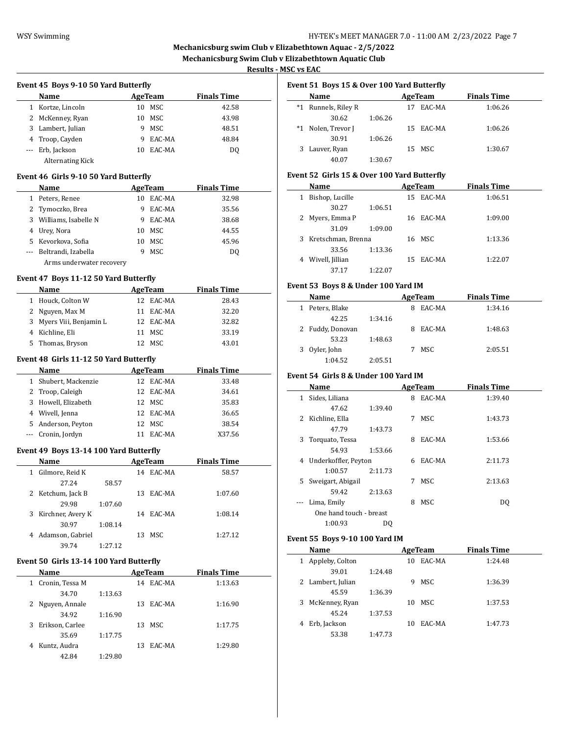# Mechanicsburg swim Club v Elizabethtown Aquac - 2/5/2022

## Mechanicsburg Swim Club v Elizabethtown Aquatic Club

### Results - MSC vs EAC

**Event 45 Boys 9-10 50 Yard Butterfly**

| | Name | Age | Team | Finals Time |
|---|---|---|---|---|
| 1 | Kortze, Lincoln | 10 | MSC | 42.58 |
| 2 | McKenney, Ryan | 10 | MSC | 43.98 |
| 3 | Lambert, Julian | 9 | MSC | 48.51 |
| 4 | Troop, Cayden | 9 | EAC-MA | 48.84 |
| --- | Erb, Jackson | 10 | EAC-MA | DQ |
| | Alternating Kick | | | |

**Event 46 Girls 9-10 50 Yard Butterfly**

| | Name | Age | Team | Finals Time |
|---|---|---|---|---|
| 1 | Peters, Renee | 10 | EAC-MA | 32.98 |
| 2 | Tymoczko, Brea | 9 | EAC-MA | 35.56 |
| 3 | Williams, Isabelle N | 9 | EAC-MA | 38.68 |
| 4 | Urey, Nora | 10 | MSC | 44.55 |
| 5 | Kevorkova, Sofia | 10 | MSC | 45.96 |
| --- | Beltrandi, Izabella | 9 | MSC | DQ |
| | Arms underwater recovery | | | |

**Event 47 Boys 11-12 50 Yard Butterfly**

| | Name | Age | Team | Finals Time |
|---|---|---|---|---|
| 1 | Houck, Colton W | 12 | EAC-MA | 28.43 |
| 2 | Nguyen, Max M | 11 | EAC-MA | 32.20 |
| 3 | Myers Viii, Benjamin L | 12 | EAC-MA | 32.82 |
| 4 | Kichline, Eli | 11 | MSC | 33.19 |
| 5 | Thomas, Bryson | 12 | MSC | 43.01 |

**Event 48 Girls 11-12 50 Yard Butterfly**

| | Name | Age | Team | Finals Time |
|---|---|---|---|---|
| 1 | Shubert, Mackenzie | 12 | EAC-MA | 33.48 |
| 2 | Troop, Caleigh | 12 | EAC-MA | 34.61 |
| 3 | Howell, Elizabeth | 12 | MSC | 35.83 |
| 4 | Wivell, Jenna | 12 | EAC-MA | 36.65 |
| 5 | Anderson, Peyton | 12 | MSC | 38.54 |
| --- | Cronin, Jordyn | 11 | EAC-MA | X37.56 |

**Event 49 Boys 13-14 100 Yard Butterfly**

| | Name | | Age | Team | Finals Time |
|---|---|---|---|---|---|
| 1 | Gilmore, Reid K | | 14 | EAC-MA | 58.57 |
| | 27.24 | 58.57 | | | |
| 2 | Ketchum, Jack B | | 13 | EAC-MA | 1:07.60 |
| | 29.98 | 1:07.60 | | | |
| 3 | Kirchner, Avery K | | 14 | EAC-MA | 1:08.14 |
| | 30.97 | 1:08.14 | | | |
| 4 | Adamson, Gabriel | | 13 | MSC | 1:27.12 |
| | 39.74 | 1:27.12 | | | |

**Event 50 Girls 13-14 100 Yard Butterfly**

| | Name | | Age | Team | Finals Time |
|---|---|---|---|---|---|
| 1 | Cronin, Tessa M | | 14 | EAC-MA | 1:13.63 |
| | 34.70 | 1:13.63 | | | |
| 2 | Nguyen, Annale | | 13 | EAC-MA | 1:16.90 |
| | 34.92 | 1:16.90 | | | |
| 3 | Erikson, Carlee | | 13 | MSC | 1:17.75 |
| | 35.69 | 1:17.75 | | | |
| 4 | Kuntz, Audra | | 13 | EAC-MA | 1:29.80 |
| | 42.84 | 1:29.80 | | | |

**Event 51 Boys 15 & Over 100 Yard Butterfly**

| | Name | | Age | Team | Finals Time |
|---|---|---|---|---|---|
| *1 | Runnels, Riley R | | 17 | EAC-MA | 1:06.26 |
| | 30.62 | 1:06.26 | | | |
| *1 | Nolen, Trevor J | | 15 | EAC-MA | 1:06.26 |
| | 30.91 | 1:06.26 | | | |
| 3 | Lauver, Ryan | | 15 | MSC | 1:30.67 |
| | 40.07 | 1:30.67 | | | |

**Event 52 Girls 15 & Over 100 Yard Butterfly**

| | Name | | Age | Team | Finals Time |
|---|---|---|---|---|---|
| 1 | Bishop, Lucille | | 15 | EAC-MA | 1:06.51 |
| | 30.27 | 1:06.51 | | | |
| 2 | Myers, Emma P | | 16 | EAC-MA | 1:09.00 |
| | 31.09 | 1:09.00 | | | |
| 3 | Kretschman, Brenna | | 16 | MSC | 1:13.36 |
| | 33.56 | 1:13.36 | | | |
| 4 | Wivell, Jillian | | 15 | EAC-MA | 1:22.07 |
| | 37.17 | 1:22.07 | | | |

**Event 53 Boys 8 & Under 100 Yard IM**

| | Name | | Age | Team | Finals Time |
|---|---|---|---|---|---|
| 1 | Peters, Blake | | 8 | EAC-MA | 1:34.16 |
| | 42.25 | 1:34.16 | | | |
| 2 | Fuddy, Donovan | | 8 | EAC-MA | 1:48.63 |
| | 53.23 | 1:48.63 | | | |
| 3 | Oyler, John | | 7 | MSC | 2:05.51 |
| | 1:04.52 | 2:05.51 | | | |

**Event 54 Girls 8 & Under 100 Yard IM**

| | Name | | Age | Team | Finals Time |
|---|---|---|---|---|---|
| 1 | Sides, Liliana | | 8 | EAC-MA | 1:39.40 |
| | 47.62 | 1:39.40 | | | |
| 2 | Kichline, Ella | | 7 | MSC | 1:43.73 |
| | 47.79 | 1:43.73 | | | |
| 3 | Torquato, Tessa | | 8 | EAC-MA | 1:53.66 |
| | 54.93 | 1:53.66 | | | |
| 4 | Underkoffler, Peyton | | 6 | EAC-MA | 2:11.73 |
| | 1:00.57 | 2:11.73 | | | |
| 5 | Sweigart, Abigail | | 7 | MSC | 2:13.63 |
| | 59.42 | 2:13.63 | | | |
| --- | Lima, Emily | | 8 | MSC | DQ |
| | One hand touch - breast | | | | |
| | 1:00.93 | DQ | | | |

**Event 55 Boys 9-10 100 Yard IM**

| | Name | | Age | Team | Finals Time |
|---|---|---|---|---|---|
| 1 | Appleby, Colton | | 10 | EAC-MA | 1:24.48 |
| | 39.01 | 1:24.48 | | | |
| 2 | Lambert, Julian | | 9 | MSC | 1:36.39 |
| | 45.59 | 1:36.39 | | | |
| 3 | McKenney, Ryan | | 10 | MSC | 1:37.53 |
| | 45.24 | 1:37.53 | | | |
| 4 | Erb, Jackson | | 10 | EAC-MA | 1:47.73 |
| | 53.38 | 1:47.73 | | | |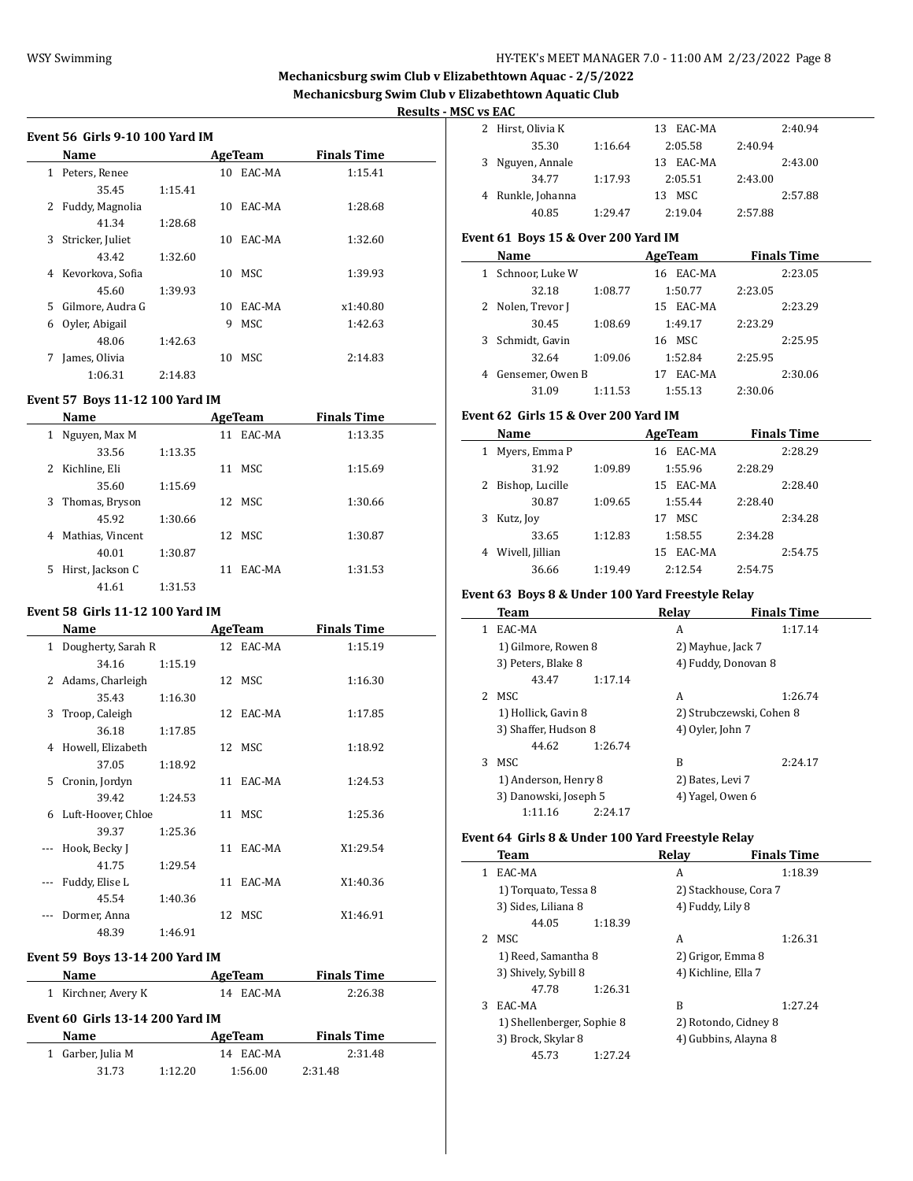# Mechanicsburg swim Club v Elizabethtown Aquac - 2/5/2022

## Mechanicsburg Swim Club v Elizabethtown Aquatic Club

### Results - MSC vs EAC

#### Event 56 Girls 9-10 100 Yard IM

| | Name | Age | Team | Finals Time |
|---|---|---|---|---|
| 1 | Peters, Renee | 10 | EAC-MA | 1:15.41 |
| | 35.45 1:15.41 | | | |
| 2 | Fuddy, Magnolia | 10 | EAC-MA | 1:28.68 |
| | 41.34 1:28.68 | | | |
| 3 | Stricker, Juliet | 10 | EAC-MA | 1:32.60 |
| | 43.42 1:32.60 | | | |
| 4 | Kevorkova, Sofia | 10 | MSC | 1:39.93 |
| | 45.60 1:39.93 | | | |
| 5 | Gilmore, Audra G | 10 | EAC-MA | x1:40.80 |
| 6 | Oyler, Abigail | 9 | MSC | 1:42.63 |
| | 48.06 1:42.63 | | | |
| 7 | James, Olivia | 10 | MSC | 2:14.83 |
| | 1:06.31 2:14.83 | | | |

#### Event 57 Boys 11-12 100 Yard IM

| | Name | Age | Team | Finals Time |
|---|---|---|---|---|
| 1 | Nguyen, Max M | 11 | EAC-MA | 1:13.35 |
| | 33.56 1:13.35 | | | |
| 2 | Kichline, Eli | 11 | MSC | 1:15.69 |
| | 35.60 1:15.69 | | | |
| 3 | Thomas, Bryson | 12 | MSC | 1:30.66 |
| | 45.92 1:30.66 | | | |
| 4 | Mathias, Vincent | 12 | MSC | 1:30.87 |
| | 40.01 1:30.87 | | | |
| 5 | Hirst, Jackson C | 11 | EAC-MA | 1:31.53 |
| | 41.61 1:31.53 | | | |

#### Event 58 Girls 11-12 100 Yard IM

| | Name | Age | Team | Finals Time |
|---|---|---|---|---|
| 1 | Dougherty, Sarah R | 12 | EAC-MA | 1:15.19 |
| | 34.16 1:15.19 | | | |
| 2 | Adams, Charleigh | 12 | MSC | 1:16.30 |
| | 35.43 1:16.30 | | | |
| 3 | Troop, Caleigh | 12 | EAC-MA | 1:17.85 |
| | 36.18 1:17.85 | | | |
| 4 | Howell, Elizabeth | 12 | MSC | 1:18.92 |
| | 37.05 1:18.92 | | | |
| 5 | Cronin, Jordyn | 11 | EAC-MA | 1:24.53 |
| | 39.42 1:24.53 | | | |
| 6 | Luft-Hoover, Chloe | 11 | MSC | 1:25.36 |
| | 39.37 1:25.36 | | | |
| --- | Hook, Becky J | 11 | EAC-MA | X1:29.54 |
| | 41.75 1:29.54 | | | |
| --- | Fuddy, Elise L | 11 | EAC-MA | X1:40.36 |
| | 45.54 1:40.36 | | | |
| --- | Dormer, Anna | 12 | MSC | X1:46.91 |
| | 48.39 1:46.91 | | | |

#### Event 59 Boys 13-14 200 Yard IM

| | Name | Age | Team | Finals Time |
|---|---|---|---|---|
| 1 | Kirchner, Avery K | 14 | EAC-MA | 2:26.38 |

#### Event 60 Girls 13-14 200 Yard IM

| | Name | Age | Team | Finals Time |
|---|---|---|---|---|
| 1 | Garber, Julia M | 14 | EAC-MA | 2:31.48 |
| | 31.73 1:12.20 1:56.00 2:31.48 | | | |
| 2 | Hirst, Olivia K | 13 | EAC-MA | 2:40.94 |
| | 35.30 1:16.64 2:05.58 2:40.94 | | | |
| 3 | Nguyen, Annale | 13 | EAC-MA | 2:43.00 |
| | 34.77 1:17.93 2:05.51 2:43.00 | | | |
| 4 | Runkle, Johanna | 13 | MSC | 2:57.88 |
| | 40.85 1:29.47 2:19.04 2:57.88 | | | |

#### Event 61 Boys 15 & Over 200 Yard IM

| | Name | Age | Team | Finals Time |
|---|---|---|---|---|
| 1 | Schnoor, Luke W | 16 | EAC-MA | 2:23.05 |
| | 32.18 1:08.77 1:50.77 2:23.05 | | | |
| 2 | Nolen, Trevor J | 15 | EAC-MA | 2:23.29 |
| | 30.45 1:08.69 1:49.17 2:23.29 | | | |
| 3 | Schmidt, Gavin | 16 | MSC | 2:25.95 |
| | 32.64 1:09.06 1:52.84 2:25.95 | | | |
| 4 | Gensemer, Owen B | 17 | EAC-MA | 2:30.06 |
| | 31.09 1:11.53 1:55.13 2:30.06 | | | |

#### Event 62 Girls 15 & Over 200 Yard IM

| | Name | Age | Team | Finals Time |
|---|---|---|---|---|
| 1 | Myers, Emma P | 16 | EAC-MA | 2:28.29 |
| | 31.92 1:09.89 1:55.96 2:28.29 | | | |
| 2 | Bishop, Lucille | 15 | EAC-MA | 2:28.40 |
| | 30.87 1:09.65 1:55.44 2:28.40 | | | |
| 3 | Kutz, Joy | 17 | MSC | 2:34.28 |
| | 33.65 1:12.83 1:58.55 2:34.28 | | | |
| 4 | Wivell, Jillian | 15 | EAC-MA | 2:54.75 |
| | 36.66 1:19.49 2:12.54 2:54.75 | | | |

#### Event 63 Boys 8 & Under 100 Yard Freestyle Relay

| | Team | Relay | Finals Time |
|---|---|---|---|
| 1 | EAC-MA | A | 1:17.14 |
| | 1) Gilmore, Rowen 8 | 2) Mayhue, Jack 7 | |
| | 3) Peters, Blake 8 | 4) Fuddy, Donovan 8 | |
| | 43.47 1:17.14 | | |
| 2 | MSC | A | 1:26.74 |
| | 1) Hollick, Gavin 8 | 2) Strubczewski, Cohen 8 | |
| | 3) Shaffer, Hudson 8 | 4) Oyler, John 7 | |
| | 44.62 1:26.74 | | |
| 3 | MSC | B | 2:24.17 |
| | 1) Anderson, Henry 8 | 2) Bates, Levi 7 | |
| | 3) Danowski, Joseph 5 | 4) Yagel, Owen 6 | |
| | 1:11.16 2:24.17 | | |

#### Event 64 Girls 8 & Under 100 Yard Freestyle Relay

| | Team | Relay | Finals Time |
|---|---|---|---|
| 1 | EAC-MA | A | 1:18.39 |
| | 1) Torquato, Tessa 8 | 2) Stackhouse, Cora 7 | |
| | 3) Sides, Liliana 8 | 4) Fuddy, Lily 8 | |
| | 44.05 1:18.39 | | |
| 2 | MSC | A | 1:26.31 |
| | 1) Reed, Samantha 8 | 2) Grigor, Emma 8 | |
| | 3) Shively, Sybill 8 | 4) Kichline, Ella 7 | |
| | 47.78 1:26.31 | | |
| 3 | EAC-MA | B | 1:27.24 |
| | 1) Shellenberger, Sophie 8 | 2) Rotondo, Cidney 8 | |
| | 3) Brock, Skylar 8 | 4) Gubbins, Alayna 8 | |
| | 45.73 1:27.24 | | |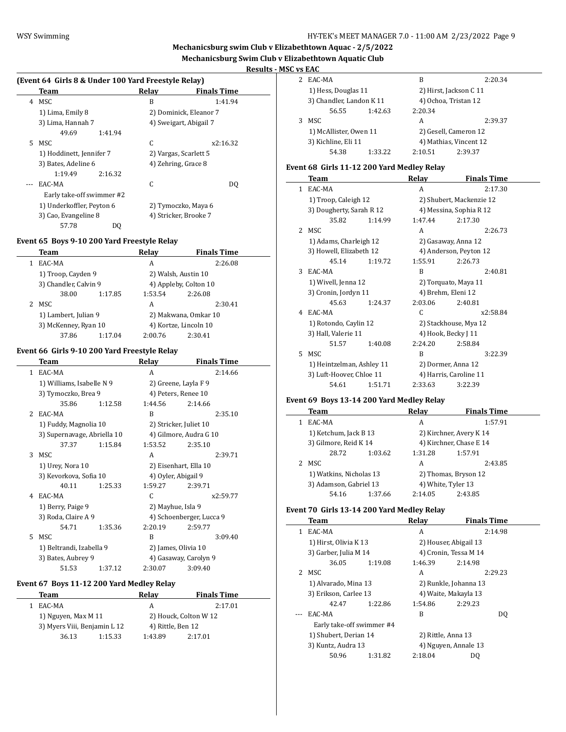## Mechanicsburg swim Club v Elizabethtown Aquac - 2/5/2022

### Mechanicsburg Swim Club v Elizabethtown Aquatic Club

**Results - MSC vs EAC**

### (Event 64 Girls 8 & Under 100 Yard Freestyle Relay)

| | Team | Relay | Finals Time |
|---|---|---|---|
| 4 | MSC | B | 1:41.94 |
| | 1) Lima, Emily 8 | 2) Dominick, Eleanor 7 | |
| | 3) Lima, Hannah 7 | 4) Sweigart, Abigail 7 | |
| | 49.69  1:41.94 | | |
| 5 | MSC | C | x2:16.32 |
| | 1) Hoddinett, Jennifer 7 | 2) Vargas, Scarlett 5 | |
| | 3) Bates, Adeline 6 | 4) Zehring, Grace 8 | |
| | 1:19.49  2:16.32 | | |
| --- | EAC-MA | C | DQ |
| | Early take-off swimmer #2 | | |
| | 1) Underkoffler, Peyton 6 | 2) Tymoczko, Maya 6 | |
| | 3) Cao, Evangeline 8 | 4) Stricker, Brooke 7 | |
| | 57.78  DQ | | |

### Event 65 Boys 9-10 200 Yard Freestyle Relay

| | Team | Relay | Finals Time |
|---|---|---|---|
| 1 | EAC-MA | A | 2:26.08 |
| | 1) Troop, Cayden 9 | 2) Walsh, Austin 10 | |
| | 3) Chandler, Calvin 9 | 4) Appleby, Colton 10 | |
| | 38.00  1:17.85 | 1:53.54  2:26.08 | |
| 2 | MSC | A | 2:30.41 |
| | 1) Lambert, Julian 9 | 2) Makwana, Omkar 10 | |
| | 3) McKenney, Ryan 10 | 4) Kortze, Lincoln 10 | |
| | 37.86  1:17.04 | 2:00.76  2:30.41 | |

### Event 66 Girls 9-10 200 Yard Freestyle Relay

| | Team | Relay | Finals Time |
|---|---|---|---|
| 1 | EAC-MA | A | 2:14.66 |
| | 1) Williams, Isabelle N 9 | 2) Greene, Layla F 9 | |
| | 3) Tymoczko, Brea 9 | 4) Peters, Renee 10 | |
| | 35.86  1:12.58 | 1:44.56  2:14.66 | |
| 2 | EAC-MA | B | 2:35.10 |
| | 1) Fuddy, Magnolia 10 | 2) Stricker, Juliet 10 | |
| | 3) Supernavage, Abriella 10 | 4) Gilmore, Audra G 10 | |
| | 37.37  1:15.84 | 1:53.52  2:35.10 | |
| 3 | MSC | A | 2:39.71 |
| | 1) Urey, Nora 10 | 2) Eisenhart, Ella 10 | |
| | 3) Kevorkova, Sofia 10 | 4) Oyler, Abigail 9 | |
| | 40.11  1:25.33 | 1:59.27  2:39.71 | |
| 4 | EAC-MA | C | x2:59.77 |
| | 1) Berry, Paige 9 | 2) Mayhue, Isla 9 | |
| | 3) Roda, Claire A 9 | 4) Schoenberger, Lucca 9 | |
| | 54.71  1:35.36 | 2:20.19  2:59.77 | |
| 5 | MSC | B | 3:09.40 |
| | 1) Beltrandi, Izabella 9 | 2) James, Olivia 10 | |
| | 3) Bates, Aubrey 9 | 4) Gasaway, Carolyn 9 | |
| | 51.53  1:37.12 | 2:30.07  3:09.40 | |

### Event 67 Boys 11-12 200 Yard Medley Relay

| | Team | Relay | Finals Time |
|---|---|---|---|
| 1 | EAC-MA | A | 2:17.01 |
| | 1) Nguyen, Max M 11 | 2) Houck, Colton W 12 | |
| | 3) Myers Viii, Benjamin L 12 | 4) Rittle, Ben 12 | |
| | 36.13  1:15.33 | 1:43.89  2:17.01 | |
| 2 | EAC-MA | B | 2:20.34 |
| | 1) Hess, Douglas 11 | 2) Hirst, Jackson C 11 | |
| | 3) Chandler, Landon K 11 | 4) Ochoa, Tristan 12 | |
| | 56.55  1:42.63 | 2:20.34 | |
| 3 | MSC | A | 2:39.37 |
| | 1) McAllister, Owen 11 | 2) Gesell, Cameron 12 | |
| | 3) Kichline, Eli 11 | 4) Mathias, Vincent 12 | |
| | 54.38  1:33.22 | 2:10.51  2:39.37 | |

### Event 68 Girls 11-12 200 Yard Medley Relay

| | Team | Relay | Finals Time |
|---|---|---|---|
| 1 | EAC-MA | A | 2:17.30 |
| | 1) Troop, Caleigh 12 | 2) Shubert, Mackenzie 12 | |
| | 3) Dougherty, Sarah R 12 | 4) Messina, Sophia R 12 | |
| | 35.82  1:14.99 | 1:47.44  2:17.30 | |
| 2 | MSC | A | 2:26.73 |
| | 1) Adams, Charleigh 12 | 2) Gasaway, Anna 12 | |
| | 3) Howell, Elizabeth 12 | 4) Anderson, Peyton 12 | |
| | 45.14  1:19.72 | 1:55.91  2:26.73 | |
| 3 | EAC-MA | B | 2:40.81 |
| | 1) Wivell, Jenna 12 | 2) Torquato, Maya 11 | |
| | 3) Cronin, Jordyn 11 | 4) Brehm, Eleni 12 | |
| | 45.63  1:24.37 | 2:03.06  2:40.81 | |
| 4 | EAC-MA | C | x2:58.84 |
| | 1) Rotondo, Caylin 12 | 2) Stackhouse, Mya 12 | |
| | 3) Hall, Valerie 11 | 4) Hook, Becky J 11 | |
| | 51.57  1:40.08 | 2:24.20  2:58.84 | |
| 5 | MSC | B | 3:22.39 |
| | 1) Heintzelman, Ashley 11 | 2) Dormer, Anna 12 | |
| | 3) Luft-Hoover, Chloe 11 | 4) Harris, Caroline 11 | |
| | 54.61  1:51.71 | 2:33.63  3:22.39 | |

### Event 69 Boys 13-14 200 Yard Medley Relay

| | Team | Relay | Finals Time |
|---|---|---|---|
| 1 | EAC-MA | A | 1:57.91 |
| | 1) Ketchum, Jack B 13 | 2) Kirchner, Avery K 14 | |
| | 3) Gilmore, Reid K 14 | 4) Kirchner, Chase E 14 | |
| | 28.72  1:03.62 | 1:31.28  1:57.91 | |
| 2 | MSC | A | 2:43.85 |
| | 1) Watkins, Nicholas 13 | 2) Thomas, Bryson 12 | |
| | 3) Adamson, Gabriel 13 | 4) White, Tyler 13 | |
| | 54.16  1:37.66 | 2:14.05  2:43.85 | |

### Event 70 Girls 13-14 200 Yard Medley Relay

| | Team | Relay | Finals Time |
|---|---|---|---|
| 1 | EAC-MA | A | 2:14.98 |
| | 1) Hirst, Olivia K 13 | 2) Houser, Abigail 13 | |
| | 3) Garber, Julia M 14 | 4) Cronin, Tessa M 14 | |
| | 36.05  1:19.08 | 1:46.39  2:14.98 | |
| 2 | MSC | A | 2:29.23 |
| | 1) Alvarado, Mina 13 | 2) Runkle, Johanna 13 | |
| | 3) Erikson, Carlee 13 | 4) Waite, Makayla 13 | |
| | 42.47  1:22.86 | 1:54.86  2:29.23 | |
| --- | EAC-MA | B | DQ |
| | Early take-off swimmer #4 | | |
| | 1) Shubert, Derian 14 | 2) Rittle, Anna 13 | |
| | 3) Kuntz, Audra 13 | 4) Nguyen, Annale 13 | |
| | 50.96  1:31.82 | 2:18.04  DQ | |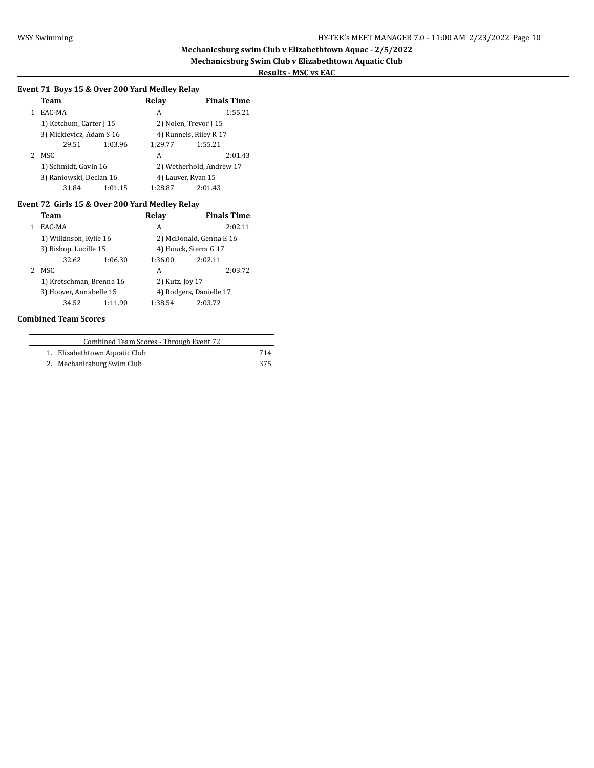Mechanicsburg swim Club v Elizabethtown Aquac - 2/5/2022

Mechanicsburg Swim Club v Elizabethtown Aquatic Club

**Results - MSC vs EAC**

### Event 71 Boys 15 & Over 200 Yard Medley Relay

| | Team | Relay | Finals Time |
|---|---|---|---|
| 1 | EAC-MA | A | 1:55.21 |
| | 1) Ketchum, Carter J 15 | 2) Nolen, Trevor J 15 | |
| | 3) Mickievicz, Adam S 16 | 4) Runnels, Riley R 17 | |
| | 29.51 1:03.96 | 1:29.77 1:55.21 | |
| 2 | MSC | A | 2:01.43 |
| | 1) Schmidt, Gavin 16 | 2) Wetherhold, Andrew 17 | |
| | 3) Raniowski, Declan 16 | 4) Lauver, Ryan 15 | |
| | 31.84 1:01.15 | 1:28.87 2:01.43 | |

### Event 72 Girls 15 & Over 200 Yard Medley Relay

| | Team | Relay | Finals Time |
|---|---|---|---|
| 1 | EAC-MA | A | 2:02.11 |
| | 1) Wilkinson, Kylie 16 | 2) McDonald, Genna E 16 | |
| | 3) Bishop, Lucille 15 | 4) Houck, Sierra G 17 | |
| | 32.62 1:06.30 | 1:36.00 2:02.11 | |
| 2 | MSC | A | 2:03.72 |
| | 1) Kretschman, Brenna 16 | 2) Kutz, Joy 17 | |
| | 3) Hoover, Annabelle 15 | 4) Rodgers, Danielle 17 | |
| | 34.52 1:11.90 | 1:38.54 2:03.72 | |

### Combined Team Scores

| Combined Team Scores - Through Event 72 | |
|---|---|
| 1. Elizabethtown Aquatic Club | 714 |
| 2. Mechanicsburg Swim Club | 375 |